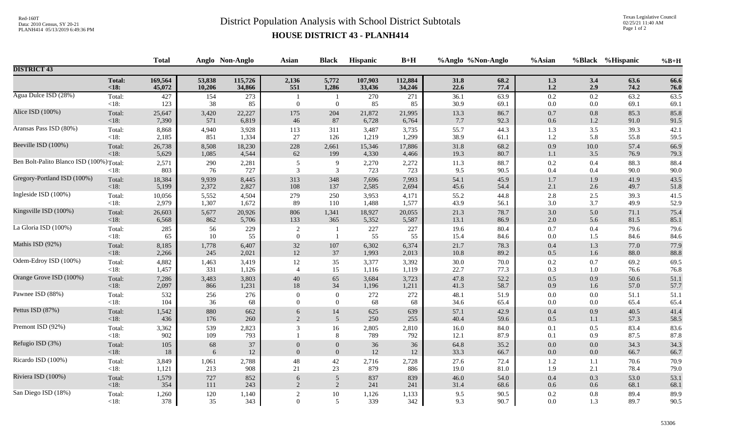# District Population Analysis with School District Subtotals

## HOUSE DISTRICT 43 - PLANH414

Red-160T
Data: 2010 Census, SY 20-21
PLANH414 05/13/2019 6:49:36 PM

Texas Legislative Council
02/25/21 11:40 AM

| | | Total | Anglo | Non-Anglo | Asian | Black | Hispanic | B+H | %Anglo | %Non-Anglo | %Asian | %Black | %Hispanic | %B+H |
|---|---|---|---|---|---|---|---|---|---|---|---|---|---|---|
| **DISTRICT 43** | | | | | | | | | | | | | | |
| | **Total:** | **169,564** | **53,838** | **115,726** | **2,136** | **5,772** | **107,903** | **112,884** | **31.8** | **68.2** | **1.3** | **3.4** | **63.6** | **66.6** |
| | **<18:** | **45,072** | **10,206** | **34,866** | **551** | **1,286** | **33,436** | **34,246** | **22.6** | **77.4** | **1.2** | **2.9** | **74.2** | **76.0** |
| Agua Dulce ISD (28%) | Total: | 427 | 154 | 273 | 1 | 1 | 270 | 271 | 36.1 | 63.9 | 0.2 | 0.2 | 63.2 | 63.5 |
| | <18: | 123 | 38 | 85 | 0 | 0 | 85 | 85 | 30.9 | 69.1 | 0.0 | 0.0 | 69.1 | 69.1 |
| Alice ISD (100%) | Total: | 25,647 | 3,420 | 22,227 | 175 | 204 | 21,872 | 21,995 | 13.3 | 86.7 | 0.7 | 0.8 | 85.3 | 85.8 |
| | <18: | 7,390 | 571 | 6,819 | 46 | 87 | 6,728 | 6,764 | 7.7 | 92.3 | 0.6 | 1.2 | 91.0 | 91.5 |
| Aransas Pass ISD (80%) | Total: | 8,868 | 4,940 | 3,928 | 113 | 311 | 3,487 | 3,735 | 55.7 | 44.3 | 1.3 | 3.5 | 39.3 | 42.1 |
| | <18: | 2,185 | 851 | 1,334 | 27 | 126 | 1,219 | 1,299 | 38.9 | 61.1 | 1.2 | 5.8 | 55.8 | 59.5 |
| Beeville ISD (100%) | Total: | 26,738 | 8,508 | 18,230 | 228 | 2,661 | 15,346 | 17,886 | 31.8 | 68.2 | 0.9 | 10.0 | 57.4 | 66.9 |
| | <18: | 5,629 | 1,085 | 4,544 | 62 | 199 | 4,330 | 4,466 | 19.3 | 80.7 | 1.1 | 3.5 | 76.9 | 79.3 |
| Ben Bolt-Palito Blanco ISD (100%) | Total: | 2,571 | 290 | 2,281 | 5 | 9 | 2,270 | 2,272 | 11.3 | 88.7 | 0.2 | 0.4 | 88.3 | 88.4 |
| | <18: | 803 | 76 | 727 | 3 | 3 | 723 | 723 | 9.5 | 90.5 | 0.4 | 0.4 | 90.0 | 90.0 |
| Gregory-Portland ISD (100%) | Total: | 18,384 | 9,939 | 8,445 | 313 | 348 | 7,696 | 7,993 | 54.1 | 45.9 | 1.7 | 1.9 | 41.9 | 43.5 |
| | <18: | 5,199 | 2,372 | 2,827 | 108 | 137 | 2,585 | 2,694 | 45.6 | 54.4 | 2.1 | 2.6 | 49.7 | 51.8 |
| Ingleside ISD (100%) | Total: | 10,056 | 5,552 | 4,504 | 279 | 250 | 3,953 | 4,171 | 55.2 | 44.8 | 2.8 | 2.5 | 39.3 | 41.5 |
| | <18: | 2,979 | 1,307 | 1,672 | 89 | 110 | 1,488 | 1,577 | 43.9 | 56.1 | 3.0 | 3.7 | 49.9 | 52.9 |
| Kingsville ISD (100%) | Total: | 26,603 | 5,677 | 20,926 | 806 | 1,341 | 18,927 | 20,055 | 21.3 | 78.7 | 3.0 | 5.0 | 71.1 | 75.4 |
| | <18: | 6,568 | 862 | 5,706 | 133 | 365 | 5,352 | 5,587 | 13.1 | 86.9 | 2.0 | 5.6 | 81.5 | 85.1 |
| La Gloria ISD (100%) | Total: | 285 | 56 | 229 | 2 | 1 | 227 | 227 | 19.6 | 80.4 | 0.7 | 0.4 | 79.6 | 79.6 |
| | <18: | 65 | 10 | 55 | 0 | 1 | 55 | 55 | 15.4 | 84.6 | 0.0 | 1.5 | 84.6 | 84.6 |
| Mathis ISD (92%) | Total: | 8,185 | 1,778 | 6,407 | 32 | 107 | 6,302 | 6,374 | 21.7 | 78.3 | 0.4 | 1.3 | 77.0 | 77.9 |
| | <18: | 2,266 | 245 | 2,021 | 12 | 37 | 1,993 | 2,013 | 10.8 | 89.2 | 0.5 | 1.6 | 88.0 | 88.8 |
| Odem-Edroy ISD (100%) | Total: | 4,882 | 1,463 | 3,419 | 12 | 35 | 3,377 | 3,392 | 30.0 | 70.0 | 0.2 | 0.7 | 69.2 | 69.5 |
| | <18: | 1,457 | 331 | 1,126 | 4 | 15 | 1,116 | 1,119 | 22.7 | 77.3 | 0.3 | 1.0 | 76.6 | 76.8 |
| Orange Grove ISD (100%) | Total: | 7,286 | 3,483 | 3,803 | 40 | 65 | 3,684 | 3,723 | 47.8 | 52.2 | 0.5 | 0.9 | 50.6 | 51.1 |
| | <18: | 2,097 | 866 | 1,231 | 18 | 34 | 1,196 | 1,211 | 41.3 | 58.7 | 0.9 | 1.6 | 57.0 | 57.7 |
| Pawnee ISD (88%) | Total: | 532 | 256 | 276 | 0 | 0 | 272 | 272 | 48.1 | 51.9 | 0.0 | 0.0 | 51.1 | 51.1 |
| | <18: | 104 | 36 | 68 | 0 | 0 | 68 | 68 | 34.6 | 65.4 | 0.0 | 0.0 | 65.4 | 65.4 |
| Pettus ISD (87%) | Total: | 1,542 | 880 | 662 | 6 | 14 | 625 | 639 | 57.1 | 42.9 | 0.4 | 0.9 | 40.5 | 41.4 |
| | <18: | 436 | 176 | 260 | 2 | 5 | 250 | 255 | 40.4 | 59.6 | 0.5 | 1.1 | 57.3 | 58.5 |
| Premont ISD (92%) | Total: | 3,362 | 539 | 2,823 | 3 | 16 | 2,805 | 2,810 | 16.0 | 84.0 | 0.1 | 0.5 | 83.4 | 83.6 |
| | <18: | 902 | 109 | 793 | 1 | 8 | 789 | 792 | 12.1 | 87.9 | 0.1 | 0.9 | 87.5 | 87.8 |
| Refugio ISD (3%) | Total: | 105 | 68 | 37 | 0 | 0 | 36 | 36 | 64.8 | 35.2 | 0.0 | 0.0 | 34.3 | 34.3 |
| | <18: | 18 | 6 | 12 | 0 | 0 | 12 | 12 | 33.3 | 66.7 | 0.0 | 0.0 | 66.7 | 66.7 |
| Ricardo ISD (100%) | Total: | 3,849 | 1,061 | 2,788 | 48 | 42 | 2,716 | 2,728 | 27.6 | 72.4 | 1.2 | 1.1 | 70.6 | 70.9 |
| | <18: | 1,121 | 213 | 908 | 21 | 23 | 879 | 886 | 19.0 | 81.0 | 1.9 | 2.1 | 78.4 | 79.0 |
| Riviera ISD (100%) | Total: | 1,579 | 727 | 852 | 6 | 5 | 837 | 839 | 46.0 | 54.0 | 0.4 | 0.3 | 53.0 | 53.1 |
| | <18: | 354 | 111 | 243 | 2 | 2 | 241 | 241 | 31.4 | 68.6 | 0.6 | 0.6 | 68.1 | 68.1 |
| San Diego ISD (18%) | Total: | 1,260 | 120 | 1,140 | 2 | 10 | 1,126 | 1,133 | 9.5 | 90.5 | 0.2 | 0.8 | 89.4 | 89.9 |
| | <18: | 378 | 35 | 343 | 0 | 5 | 339 | 342 | 9.3 | 90.7 | 0.0 | 1.3 | 89.7 | 90.5 |

53306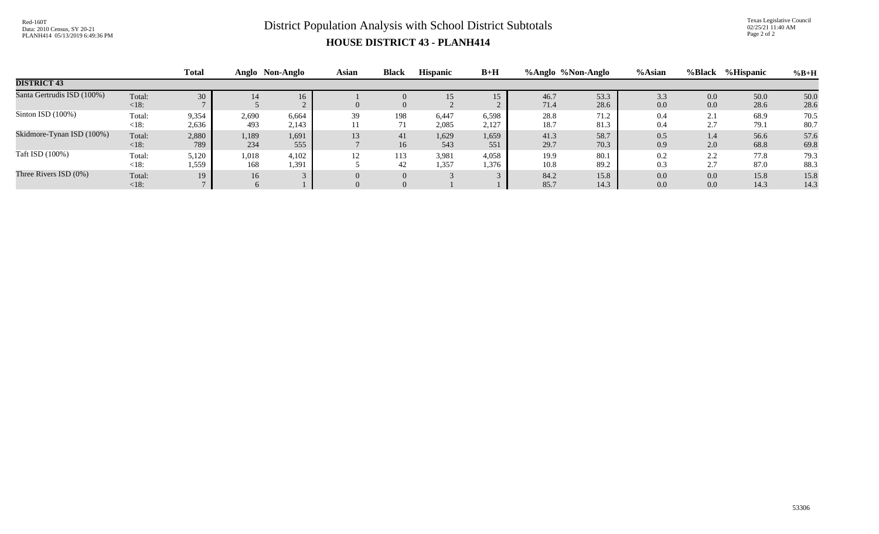Red-160T
Data: 2010 Census, SY 20-21
PLANH414 05/13/2019 6:49:36 PM

# District Population Analysis with School District Subtotals

## HOUSE DISTRICT 43 - PLANH414

Texas Legislative Council
02/25/21 11:40 AM

| | | Total | Anglo | Non-Anglo | Asian | Black | Hispanic | B+H | %Anglo | %Non-Anglo | %Asian | %Black | %Hispanic | %B+H |
|---|---|---|---|---|---|---|---|---|---|---|---|---|---|---|
| **DISTRICT 43** | | | | | | | | | | | | | | |
| Santa Gertrudis ISD (100%) | Total: | 30 | 14 | 16 | 1 | 0 | 15 | 15 | 46.7 | 53.3 | 3.3 | 0.0 | 50.0 | 50.0 |
| | <18: | 7 | 5 | 2 | 0 | 0 | 2 | 2 | 71.4 | 28.6 | 0.0 | 0.0 | 28.6 | 28.6 |
| Sinton ISD (100%) | Total: | 9,354 | 2,690 | 6,664 | 39 | 198 | 6,447 | 6,598 | 28.8 | 71.2 | 0.4 | 2.1 | 68.9 | 70.5 |
| | <18: | 2,636 | 493 | 2,143 | 11 | 71 | 2,085 | 2,127 | 18.7 | 81.3 | 0.4 | 2.7 | 79.1 | 80.7 |
| Skidmore-Tynan ISD (100%) | Total: | 2,880 | 1,189 | 1,691 | 13 | 41 | 1,629 | 1,659 | 41.3 | 58.7 | 0.5 | 1.4 | 56.6 | 57.6 |
| | <18: | 789 | 234 | 555 | 7 | 16 | 543 | 551 | 29.7 | 70.3 | 0.9 | 2.0 | 68.8 | 69.8 |
| Taft ISD (100%) | Total: | 5,120 | 1,018 | 4,102 | 12 | 113 | 3,981 | 4,058 | 19.9 | 80.1 | 0.2 | 2.2 | 77.8 | 79.3 |
| | <18: | 1,559 | 168 | 1,391 | 5 | 42 | 1,357 | 1,376 | 10.8 | 89.2 | 0.3 | 2.7 | 87.0 | 88.3 |
| Three Rivers ISD (0%) | Total: | 19 | 16 | 3 | 0 | 0 | 3 | 3 | 84.2 | 15.8 | 0.0 | 0.0 | 15.8 | 15.8 |
| | <18: | 7 | 6 | 1 | 0 | 0 | 1 | 1 | 85.7 | 14.3 | 0.0 | 0.0 | 14.3 | 14.3 |

53306